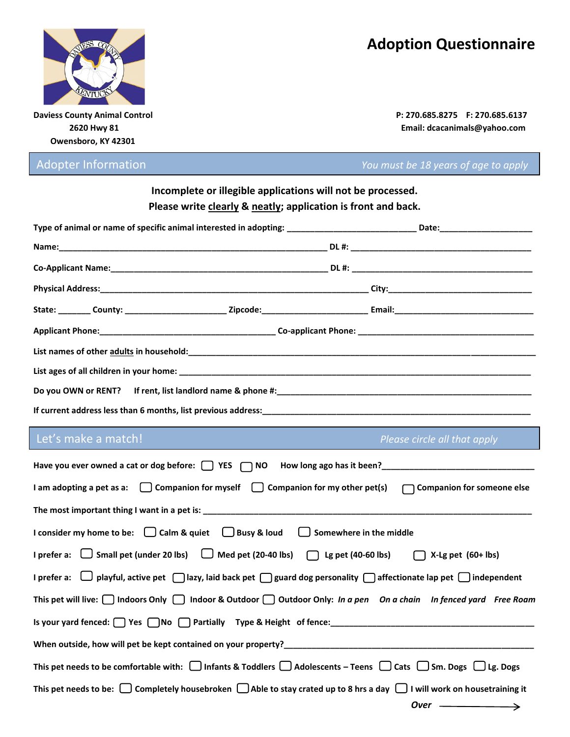# Adoption Questionnaire

**Daviess County Animal Control**
**2620 Hwy 81**
**Owensboro, KY 42301**

**P: 270.685.8275 F: 270.685.6137**
**Email: dcacanimals@yahoo.com**

## Adopter Information

*You must be 18 years of age to apply*

**Incomplete or illegible applications will not be processed.**
**Please write clearly & neatly; application is front and back.**

**Type of animal or name of specific animal interested in adopting:** ___________________________ **Date:** ____________________

**Name:** _________________________________________________________ **DL #:** ______________________________________

**Co-Applicant Name:** ______________________________________________ **DL #:** ______________________________________

**Physical Address:** __________________________________________________________ **City:** ______________________________

**State:** _______ **County:** _____________________ **Zipcode:** ______________________ **Email:** ______________________________

**Applicant Phone:** _____________________________________ **Co-applicant Phone:** ______________________________________

**List names of other adults in household:** _________________________________________________________________________

**List ages of all children in your home:** ___________________________________________________________________________

**Do you OWN or RENT? If rent, list landlord name & phone #:** ___________________________________________________

**If current address less than 6 months, list previous address:** __________________________________________________________

## Let's make a match!

*Please circle all that apply*

**Have you ever owned a cat or dog before:** ☐ YES ☐ NO **How long ago has it been?** _________________________________

**I am adopting a pet as a:** ☐ Companion for myself ☐ Companion for my other pet(s) ☐ Companion for someone else

**The most important thing I want in a pet is:** _____________________________________________________________________

**I consider my home to be:** ☐ Calm & quiet ☐ Busy & loud ☐ Somewhere in the middle

**I prefer a:** ☐ Small pet (under 20 lbs) ☐ Med pet (20-40 lbs) ☐ Lg pet (40-60 lbs) ☐ X-Lg pet (60+ lbs)

**I prefer a:** ☐ playful, active pet ☐ lazy, laid back pet ☐ guard dog personality ☐ affectionate lap pet ☐ independent

**This pet will live:** ☐ Indoors Only ☐ Indoor & Outdoor ☐ Outdoor Only: *In a pen* *On a chain* *In fenced yard* *Free Roam*

**Is your yard fenced:** ☐ Yes ☐ No ☐ Partially **Type & Height of fence:** ____________________________________________

**When outside, how will pet be kept contained on your property?** _________________________________________________________

**This pet needs to be comfortable with:** ☐ Infants & Toddlers ☐ Adolescents – Teens ☐ Cats ☐ Sm. Dogs ☐ Lg. Dogs

**This pet needs to be:** ☐ Completely housebroken ☐ Able to stay crated up to 8 hrs a day ☐ I will work on housetraining it

***Over*** →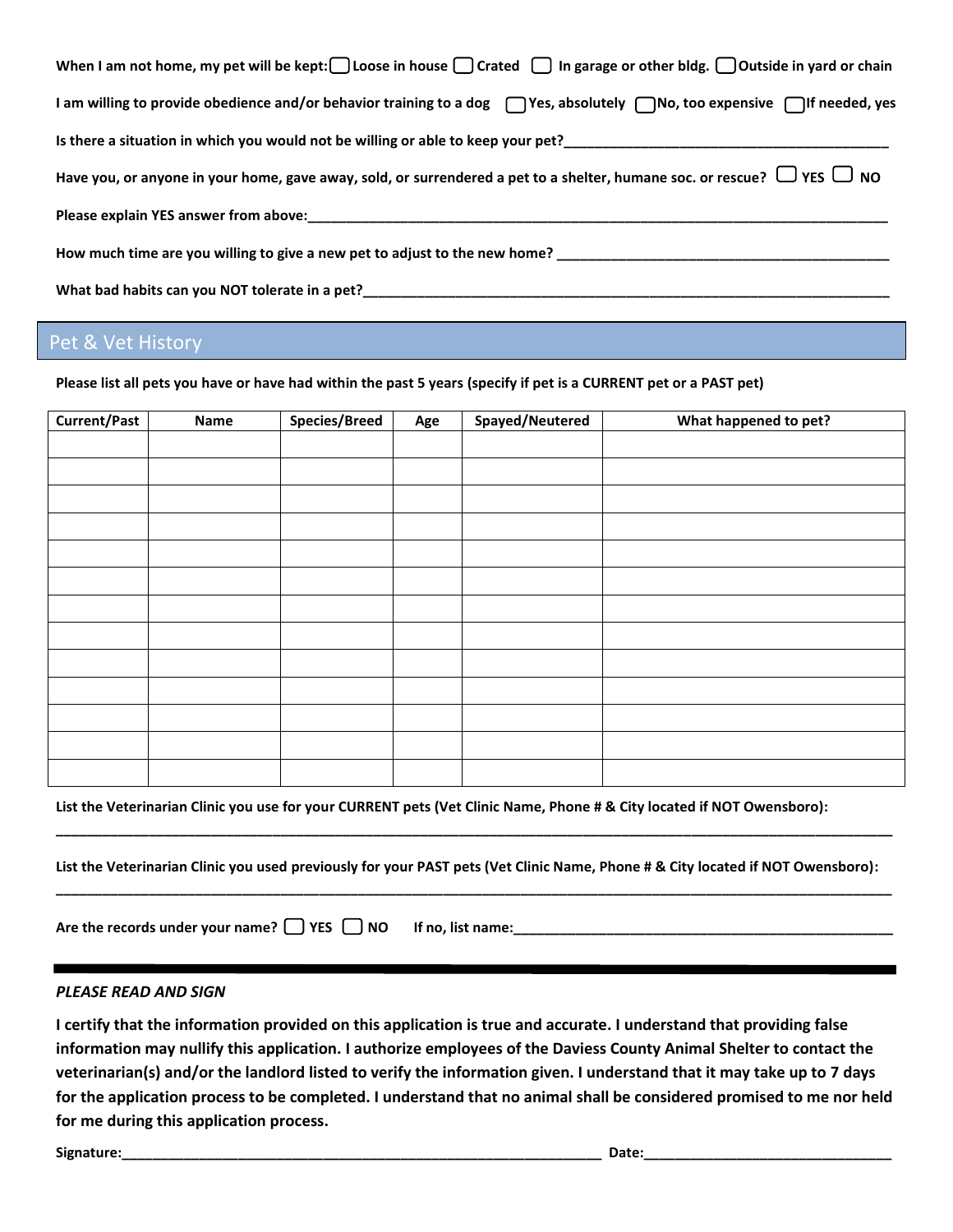**When I am not home, my pet will be kept:** ☐ **Loose in house** ☐ **Crated** ☐ **In garage or other bldg.** ☐ **Outside in yard or chain**

**I am willing to provide obedience and/or behavior training to a dog** ☐ **Yes, absolutely** ☐ **No, too expensive** ☐ **If needed, yes**

**Is there a situation in which you would not be willing or able to keep your pet?**___________________________________________

**Have you, or anyone in your home, gave away, sold, or surrendered a pet to a shelter, humane soc. or rescue?** ☐ **YES** ☐ **NO**

**Please explain YES answer from above:**_______________________________________________________________________________

**How much time are you willing to give a new pet to adjust to the new home?** _____________________________________________

**What bad habits can you NOT tolerate in a pet?**_________________________________________________________________________

## Pet & Vet History

**Please list all pets you have or have had within the past 5 years (specify if pet is a CURRENT pet or a PAST pet)**

| Current/Past | Name | Species/Breed | Age | Spayed/Neutered | What happened to pet? |
|---|---|---|---|---|---|
| | | | | | |
| | | | | | |
| | | | | | |
| | | | | | |
| | | | | | |
| | | | | | |
| | | | | | |
| | | | | | |
| | | | | | |
| | | | | | |
| | | | | | |
| | | | | | |
| | | | | | |

**List the Veterinarian Clinic you use for your CURRENT pets (Vet Clinic Name, Phone # & City located if NOT Owensboro):**

_____________________________________________________________________________________________________________

**List the Veterinarian Clinic you used previously for your PAST pets (Vet Clinic Name, Phone # & City located if NOT Owensboro):**

_____________________________________________________________________________________________________________

**Are the records under your name?** ☐ **YES** ☐ **NO** **If no, list name:**_____________________________________________________

***PLEASE READ AND SIGN***

**I certify that the information provided on this application is true and accurate. I understand that providing false information may nullify this application. I authorize employees of the Daviess County Animal Shelter to contact the veterinarian(s) and/or the landlord listed to verify the information given. I understand that it may take up to 7 days for the application process to be completed. I understand that no animal shall be considered promised to me nor held for me during this application process.**

**Signature:**_________________________________________________________________ **Date:**__________________________________